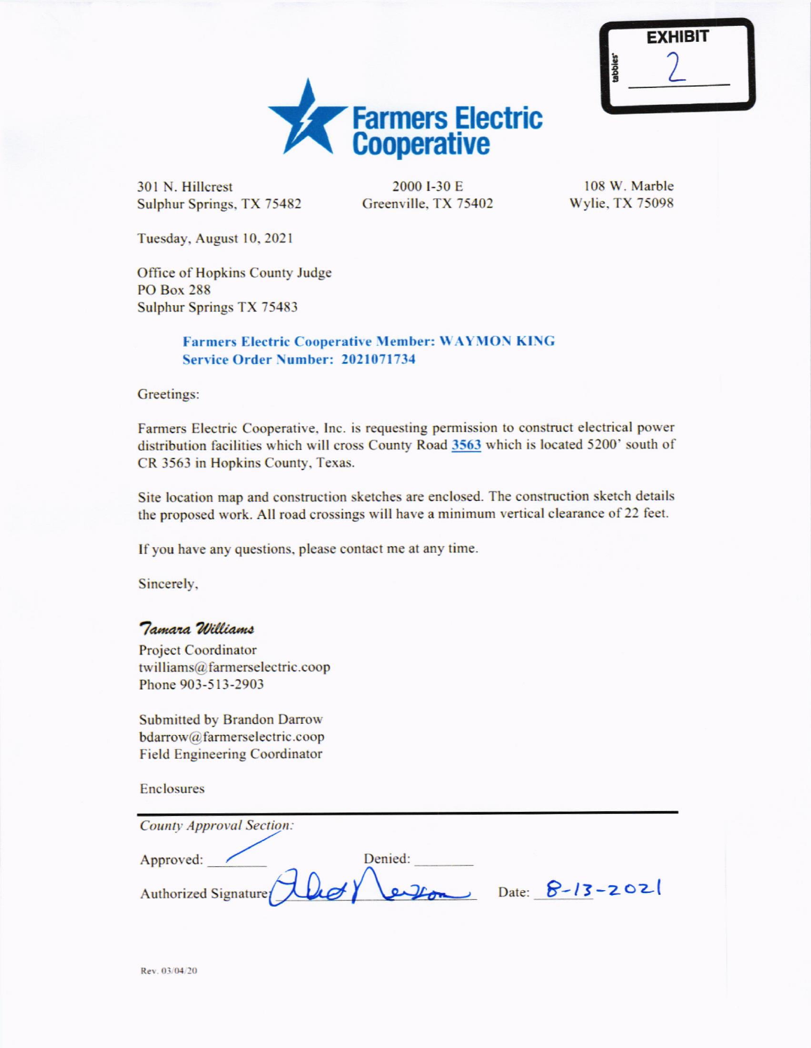EXHIBIT 2

# Farmers Electric Cooperative

301 N. Hillcrest
Sulphur Springs, TX 75482

2000 I-30 E
Greenville, TX 75402

108 W. Marble
Wylie, TX 75098

Tuesday, August 10, 2021

Office of Hopkins County Judge
PO Box 288
Sulphur Springs TX 75483

**Farmers Electric Cooperative Member: WAYMON KING**
**Service Order Number: 2021071734**

Greetings:

Farmers Electric Cooperative, Inc. is requesting permission to construct electrical power distribution facilities which will cross County Road 3563 which is located 5200' south of CR 3563 in Hopkins County, Texas.

Site location map and construction sketches are enclosed. The construction sketch details the proposed work. All road crossings will have a minimum vertical clearance of 22 feet.

If you have any questions, please contact me at any time.

Sincerely,

*Tamara Williams*

Project Coordinator
twilliams@farmerselectric.coop
Phone 903-513-2903

Submitted by Brandon Darrow
bdarrow@farmerselectric.coop
Field Engineering Coordinator

Enclosures

---

*County Approval Section:*

Approved: ✓ Denied: ________

Authorized Signature: [signature] Date: 8-13-2021

Rev. 03/04/20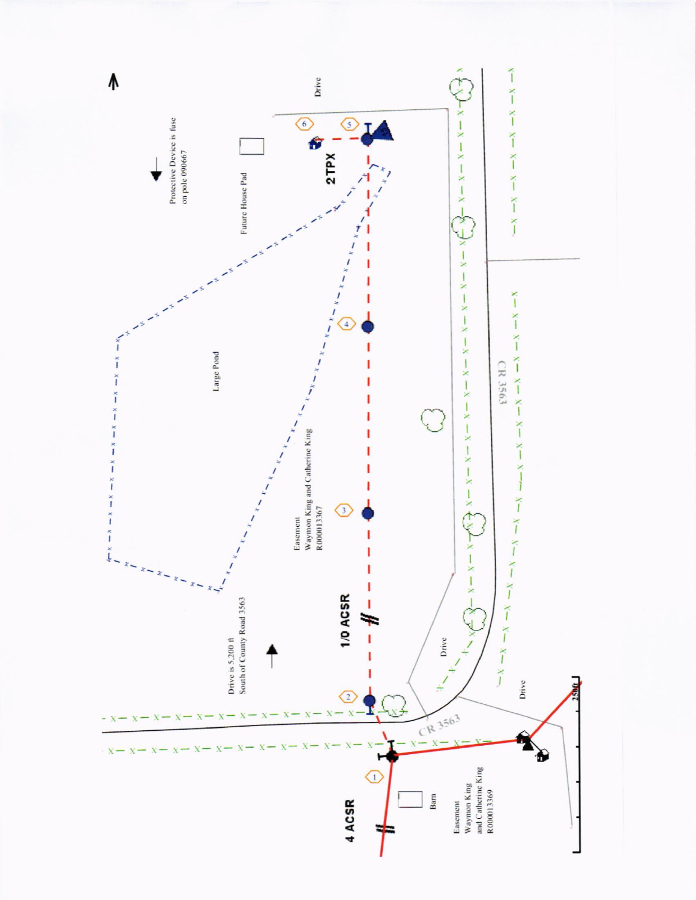Protective Device is fuse on pole 090667

Future House Pad

Drive

2TPX

Large Pond

Easement
Waymon King and Catherine King
R000013367

1/0 ACSR

Drive is 5,200 ft
South of County Road 3563

CR 3563

Drive

CR 3563

Drive

4 ACSR

Barn

Easement
Waymon King
and Catherine King
R000013369

250ft

1

2

3

4

5

6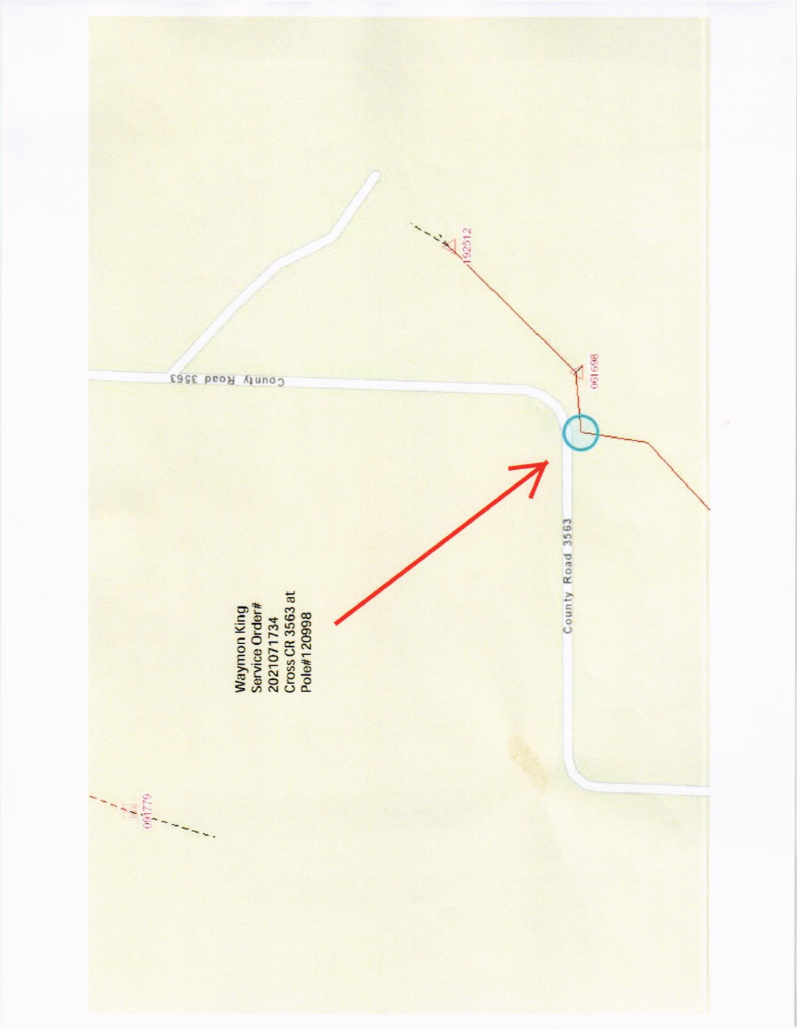Waymon King
Service Order#
2021071734
Cross CR 3563 at
Pole#120998

County Road 3563

County Road 3563

192512

061698

091779